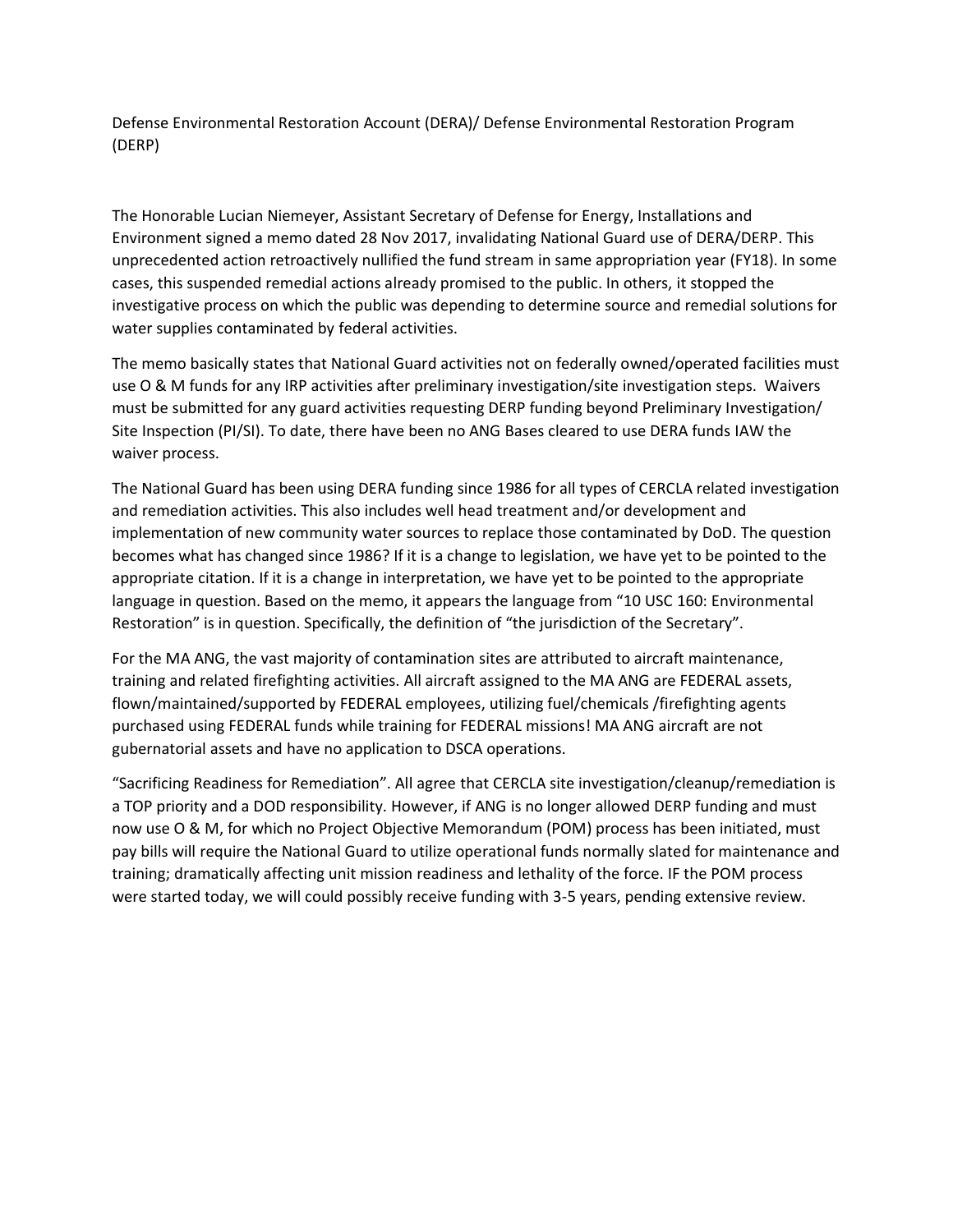# Defense Environmental Restoration Account (DERA)/ Defense Environmental Restoration Program (DERP)

The Honorable Lucian Niemeyer, Assistant Secretary of Defense for Energy, Installations and Environment signed a memo dated 28 Nov 2017, invalidating National Guard use of DERA/DERP. This unprecedented action retroactively nullified the fund stream in same appropriation year (FY18). In some cases, this suspended remedial actions already promised to the public. In others, it stopped the investigative process on which the public was depending to determine source and remedial solutions for water supplies contaminated by federal activities.

The memo basically states that National Guard activities not on federally owned/operated facilities must use O & M funds for any IRP activities after preliminary investigation/site investigation steps. Waivers must be submitted for any guard activities requesting DERP funding beyond Preliminary Investigation/ Site Inspection (PI/SI). To date, there have been no ANG Bases cleared to use DERA funds IAW the waiver process.

The National Guard has been using DERA funding since 1986 for all types of CERCLA related investigation and remediation activities. This also includes well head treatment and/or development and implementation of new community water sources to replace those contaminated by DoD. The question becomes what has changed since 1986? If it is a change to legislation, we have yet to be pointed to the appropriate citation. If it is a change in interpretation, we have yet to be pointed to the appropriate language in question. Based on the memo, it appears the language from "10 USC 160: Environmental Restoration" is in question. Specifically, the definition of "the jurisdiction of the Secretary".

For the MA ANG, the vast majority of contamination sites are attributed to aircraft maintenance, training and related firefighting activities. All aircraft assigned to the MA ANG are FEDERAL assets, flown/maintained/supported by FEDERAL employees, utilizing fuel/chemicals /firefighting agents purchased using FEDERAL funds while training for FEDERAL missions! MA ANG aircraft are not gubernatorial assets and have no application to DSCA operations.

"Sacrificing Readiness for Remediation". All agree that CERCLA site investigation/cleanup/remediation is a TOP priority and a DOD responsibility. However, if ANG is no longer allowed DERP funding and must now use O & M, for which no Project Objective Memorandum (POM) process has been initiated, must pay bills will require the National Guard to utilize operational funds normally slated for maintenance and training; dramatically affecting unit mission readiness and lethality of the force. IF the POM process were started today, we will could possibly receive funding with 3-5 years, pending extensive review.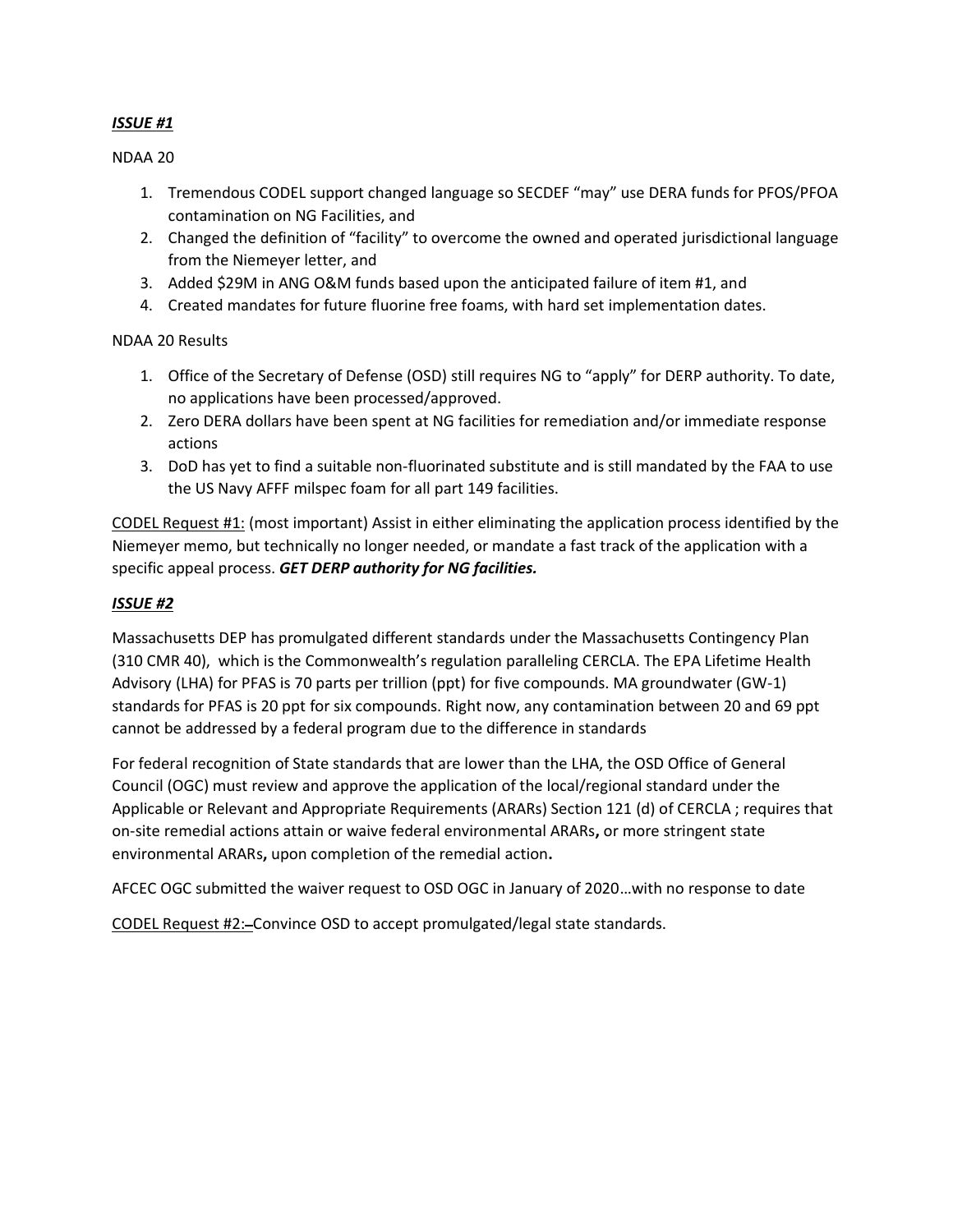***ISSUE #1***

NDAA 20

1. Tremendous CODEL support changed language so SECDEF “may” use DERA funds for PFOS/PFOA contamination on NG Facilities, and
2. Changed the definition of “facility” to overcome the owned and operated jurisdictional language from the Niemeyer letter, and
3. Added $29M in ANG O&M funds based upon the anticipated failure of item #1, and
4. Created mandates for future fluorine free foams, with hard set implementation dates.

NDAA 20 Results

1. Office of the Secretary of Defense (OSD) still requires NG to “apply” for DERP authority. To date, no applications have been processed/approved.
2. Zero DERA dollars have been spent at NG facilities for remediation and/or immediate response actions
3. DoD has yet to find a suitable non-fluorinated substitute and is still mandated by the FAA to use the US Navy AFFF milspec foam for all part 149 facilities.

<u>CODEL Request #1:</u> (most important) Assist in either eliminating the application process identified by the Niemeyer memo, but technically no longer needed, or mandate a fast track of the application with a specific appeal process. ***GET DERP authority for NG facilities.***

***ISSUE #2***

Massachusetts DEP has promulgated different standards under the Massachusetts Contingency Plan (310 CMR 40), which is the Commonwealth’s regulation paralleling CERCLA. The EPA Lifetime Health Advisory (LHA) for PFAS is 70 parts per trillion (ppt) for five compounds. MA groundwater (GW-1) standards for PFAS is 20 ppt for six compounds. Right now, any contamination between 20 and 69 ppt cannot be addressed by a federal program due to the difference in standards

For federal recognition of State standards that are lower than the LHA, the OSD Office of General Council (OGC) must review and approve the application of the local/regional standard under the Applicable or Relevant and Appropriate Requirements (ARARs) Section 121 (d) of CERCLA ; requires that on-site remedial actions attain or waive federal environmental ARARs**,** or more stringent state environmental ARARs**,** upon completion of the remedial action**.**

AFCEC OGC submitted the waiver request to OSD OGC in January of 2020…with no response to date

<u>CODEL Request #2:</u> Convince OSD to accept promulgated/legal state standards.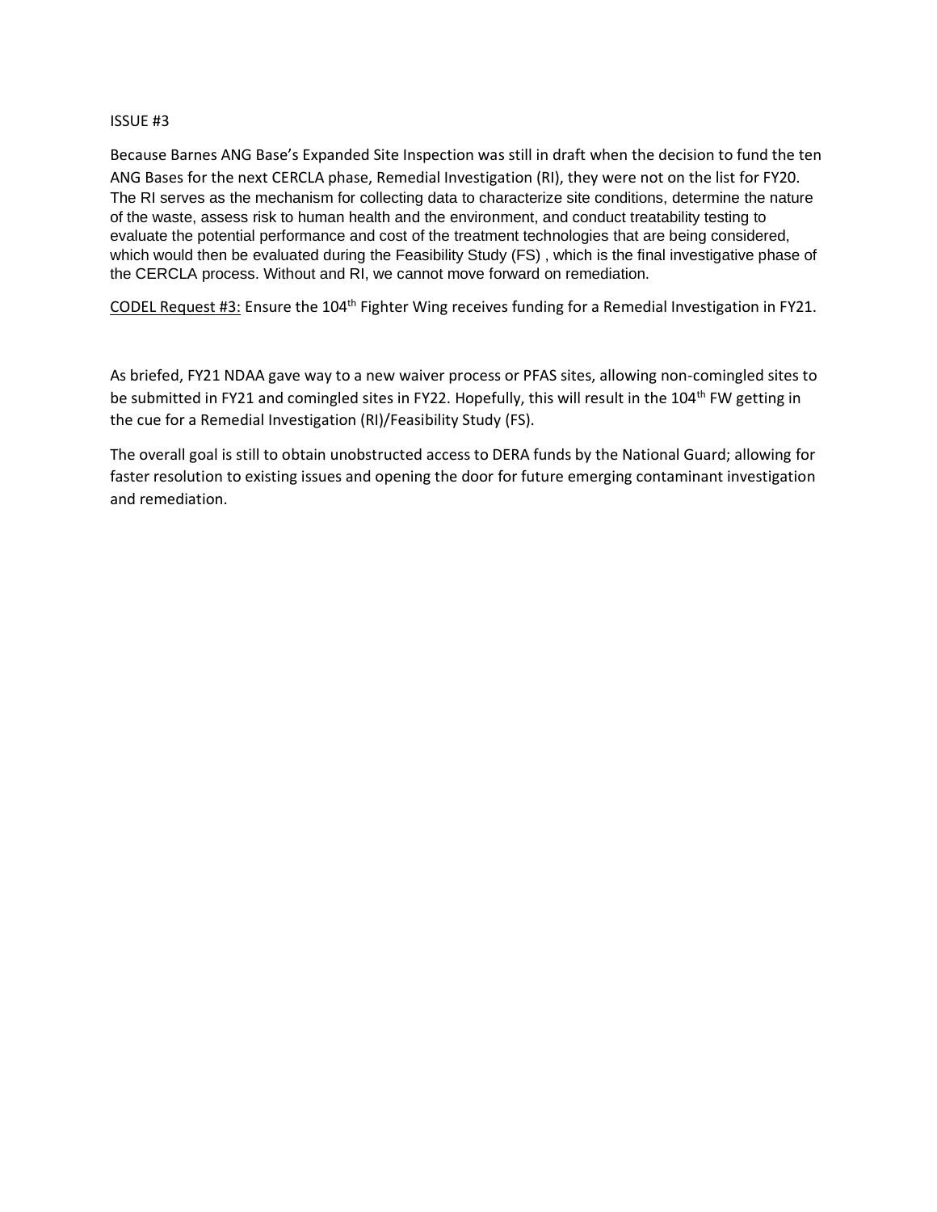ISSUE #3

Because Barnes ANG Base's Expanded Site Inspection was still in draft when the decision to fund the ten ANG Bases for the next CERCLA phase, Remedial Investigation (RI), they were not on the list for FY20. The RI serves as the mechanism for collecting data to characterize site conditions, determine the nature of the waste, assess risk to human health and the environment, and conduct treatability testing to evaluate the potential performance and cost of the treatment technologies that are being considered, which would then be evaluated during the Feasibility Study (FS) , which is the final investigative phase of the CERCLA process. Without and RI, we cannot move forward on remediation.

<u>CODEL Request #3:</u> Ensure the 104th Fighter Wing receives funding for a Remedial Investigation in FY21.

As briefed, FY21 NDAA gave way to a new waiver process or PFAS sites, allowing non-comingled sites to be submitted in FY21 and comingled sites in FY22. Hopefully, this will result in the 104th FW getting in the cue for a Remedial Investigation (RI)/Feasibility Study (FS).

The overall goal is still to obtain unobstructed access to DERA funds by the National Guard; allowing for faster resolution to existing issues and opening the door for future emerging contaminant investigation and remediation.